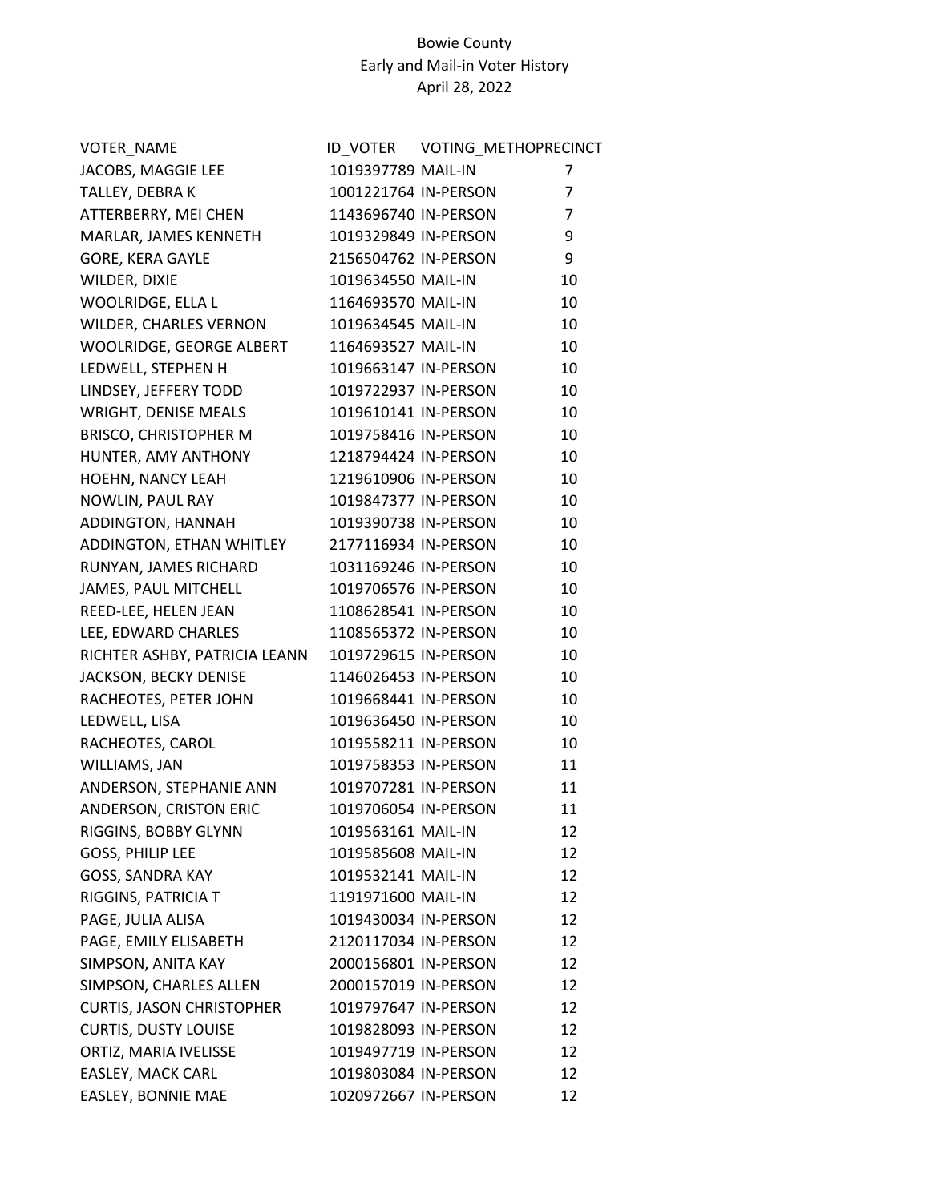# Bowie County
## Early and Mail-in Voter History
### April 28, 2022

| VOTER_NAME | ID_VOTER | VOTING_METHO | PRECINCT |
|---|---|---|---|
| JACOBS, MAGGIE LEE | 1019397789 | MAIL-IN | 7 |
| TALLEY, DEBRA K | 1001221764 | IN-PERSON | 7 |
| ATTERBERRY, MEI CHEN | 1143696740 | IN-PERSON | 7 |
| MARLAR, JAMES KENNETH | 1019329849 | IN-PERSON | 9 |
| GORE, KERA GAYLE | 2156504762 | IN-PERSON | 9 |
| WILDER, DIXIE | 1019634550 | MAIL-IN | 10 |
| WOOLRIDGE, ELLA L | 1164693570 | MAIL-IN | 10 |
| WILDER, CHARLES VERNON | 1019634545 | MAIL-IN | 10 |
| WOOLRIDGE, GEORGE ALBERT | 1164693527 | MAIL-IN | 10 |
| LEDWELL, STEPHEN H | 1019663147 | IN-PERSON | 10 |
| LINDSEY, JEFFERY TODD | 1019722937 | IN-PERSON | 10 |
| WRIGHT, DENISE MEALS | 1019610141 | IN-PERSON | 10 |
| BRISCO, CHRISTOPHER M | 1019758416 | IN-PERSON | 10 |
| HUNTER, AMY ANTHONY | 1218794424 | IN-PERSON | 10 |
| HOEHN, NANCY LEAH | 1219610906 | IN-PERSON | 10 |
| NOWLIN, PAUL RAY | 1019847377 | IN-PERSON | 10 |
| ADDINGTON, HANNAH | 1019390738 | IN-PERSON | 10 |
| ADDINGTON, ETHAN WHITLEY | 2177116934 | IN-PERSON | 10 |
| RUNYAN, JAMES RICHARD | 1031169246 | IN-PERSON | 10 |
| JAMES, PAUL MITCHELL | 1019706576 | IN-PERSON | 10 |
| REED-LEE, HELEN JEAN | 1108628541 | IN-PERSON | 10 |
| LEE, EDWARD CHARLES | 1108565372 | IN-PERSON | 10 |
| RICHTER ASHBY, PATRICIA LEANN | 1019729615 | IN-PERSON | 10 |
| JACKSON, BECKY DENISE | 1146026453 | IN-PERSON | 10 |
| RACHEOTES, PETER JOHN | 1019668441 | IN-PERSON | 10 |
| LEDWELL, LISA | 1019636450 | IN-PERSON | 10 |
| RACHEOTES, CAROL | 1019558211 | IN-PERSON | 10 |
| WILLIAMS, JAN | 1019758353 | IN-PERSON | 11 |
| ANDERSON, STEPHANIE ANN | 1019707281 | IN-PERSON | 11 |
| ANDERSON, CRISTON ERIC | 1019706054 | IN-PERSON | 11 |
| RIGGINS, BOBBY GLYNN | 1019563161 | MAIL-IN | 12 |
| GOSS, PHILIP LEE | 1019585608 | MAIL-IN | 12 |
| GOSS, SANDRA KAY | 1019532141 | MAIL-IN | 12 |
| RIGGINS, PATRICIA T | 1191971600 | MAIL-IN | 12 |
| PAGE, JULIA ALISA | 1019430034 | IN-PERSON | 12 |
| PAGE, EMILY ELISABETH | 2120117034 | IN-PERSON | 12 |
| SIMPSON, ANITA KAY | 2000156801 | IN-PERSON | 12 |
| SIMPSON, CHARLES ALLEN | 2000157019 | IN-PERSON | 12 |
| CURTIS, JASON CHRISTOPHER | 1019797647 | IN-PERSON | 12 |
| CURTIS, DUSTY LOUISE | 1019828093 | IN-PERSON | 12 |
| ORTIZ, MARIA IVELISSE | 1019497719 | IN-PERSON | 12 |
| EASLEY, MACK CARL | 1019803084 | IN-PERSON | 12 |
| EASLEY, BONNIE MAE | 1020972667 | IN-PERSON | 12 |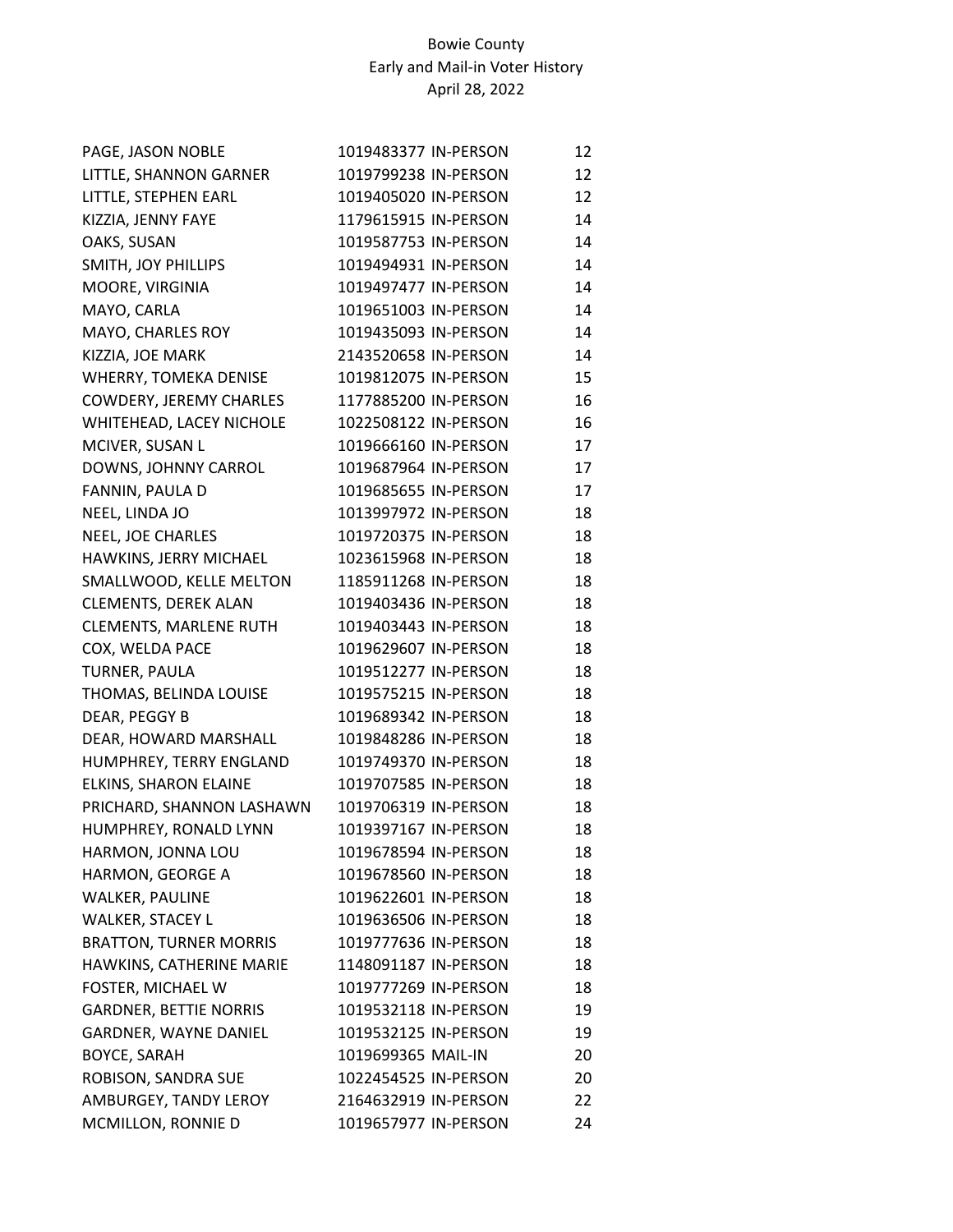Bowie County
Early and Mail-in Voter History
April 28, 2022

| | | | |
|---|---|---|---|
| PAGE, JASON NOBLE | 1019483377 | IN-PERSON | 12 |
| LITTLE, SHANNON GARNER | 1019799238 | IN-PERSON | 12 |
| LITTLE, STEPHEN EARL | 1019405020 | IN-PERSON | 12 |
| KIZZIA, JENNY FAYE | 1179615915 | IN-PERSON | 14 |
| OAKS, SUSAN | 1019587753 | IN-PERSON | 14 |
| SMITH, JOY PHILLIPS | 1019494931 | IN-PERSON | 14 |
| MOORE, VIRGINIA | 1019497477 | IN-PERSON | 14 |
| MAYO, CARLA | 1019651003 | IN-PERSON | 14 |
| MAYO, CHARLES ROY | 1019435093 | IN-PERSON | 14 |
| KIZZIA, JOE MARK | 2143520658 | IN-PERSON | 14 |
| WHERRY, TOMEKA DENISE | 1019812075 | IN-PERSON | 15 |
| COWDERY, JEREMY CHARLES | 1177885200 | IN-PERSON | 16 |
| WHITEHEAD, LACEY NICHOLE | 1022508122 | IN-PERSON | 16 |
| MCIVER, SUSAN L | 1019666160 | IN-PERSON | 17 |
| DOWNS, JOHNNY CARROL | 1019687964 | IN-PERSON | 17 |
| FANNIN, PAULA D | 1019685655 | IN-PERSON | 17 |
| NEEL, LINDA JO | 1013997972 | IN-PERSON | 18 |
| NEEL, JOE CHARLES | 1019720375 | IN-PERSON | 18 |
| HAWKINS, JERRY MICHAEL | 1023615968 | IN-PERSON | 18 |
| SMALLWOOD, KELLE MELTON | 1185911268 | IN-PERSON | 18 |
| CLEMENTS, DEREK ALAN | 1019403436 | IN-PERSON | 18 |
| CLEMENTS, MARLENE RUTH | 1019403443 | IN-PERSON | 18 |
| COX, WELDA PACE | 1019629607 | IN-PERSON | 18 |
| TURNER, PAULA | 1019512277 | IN-PERSON | 18 |
| THOMAS, BELINDA LOUISE | 1019575215 | IN-PERSON | 18 |
| DEAR, PEGGY B | 1019689342 | IN-PERSON | 18 |
| DEAR, HOWARD MARSHALL | 1019848286 | IN-PERSON | 18 |
| HUMPHREY, TERRY ENGLAND | 1019749370 | IN-PERSON | 18 |
| ELKINS, SHARON ELAINE | 1019707585 | IN-PERSON | 18 |
| PRICHARD, SHANNON LASHAWN | 1019706319 | IN-PERSON | 18 |
| HUMPHREY, RONALD LYNN | 1019397167 | IN-PERSON | 18 |
| HARMON, JONNA LOU | 1019678594 | IN-PERSON | 18 |
| HARMON, GEORGE A | 1019678560 | IN-PERSON | 18 |
| WALKER, PAULINE | 1019622601 | IN-PERSON | 18 |
| WALKER, STACEY L | 1019636506 | IN-PERSON | 18 |
| BRATTON, TURNER MORRIS | 1019777636 | IN-PERSON | 18 |
| HAWKINS, CATHERINE MARIE | 1148091187 | IN-PERSON | 18 |
| FOSTER, MICHAEL W | 1019777269 | IN-PERSON | 18 |
| GARDNER, BETTIE NORRIS | 1019532118 | IN-PERSON | 19 |
| GARDNER, WAYNE DANIEL | 1019532125 | IN-PERSON | 19 |
| BOYCE, SARAH | 1019699365 | MAIL-IN | 20 |
| ROBISON, SANDRA SUE | 1022454525 | IN-PERSON | 20 |
| AMBURGEY, TANDY LEROY | 2164632919 | IN-PERSON | 22 |
| MCMILLON, RONNIE D | 1019657977 | IN-PERSON | 24 |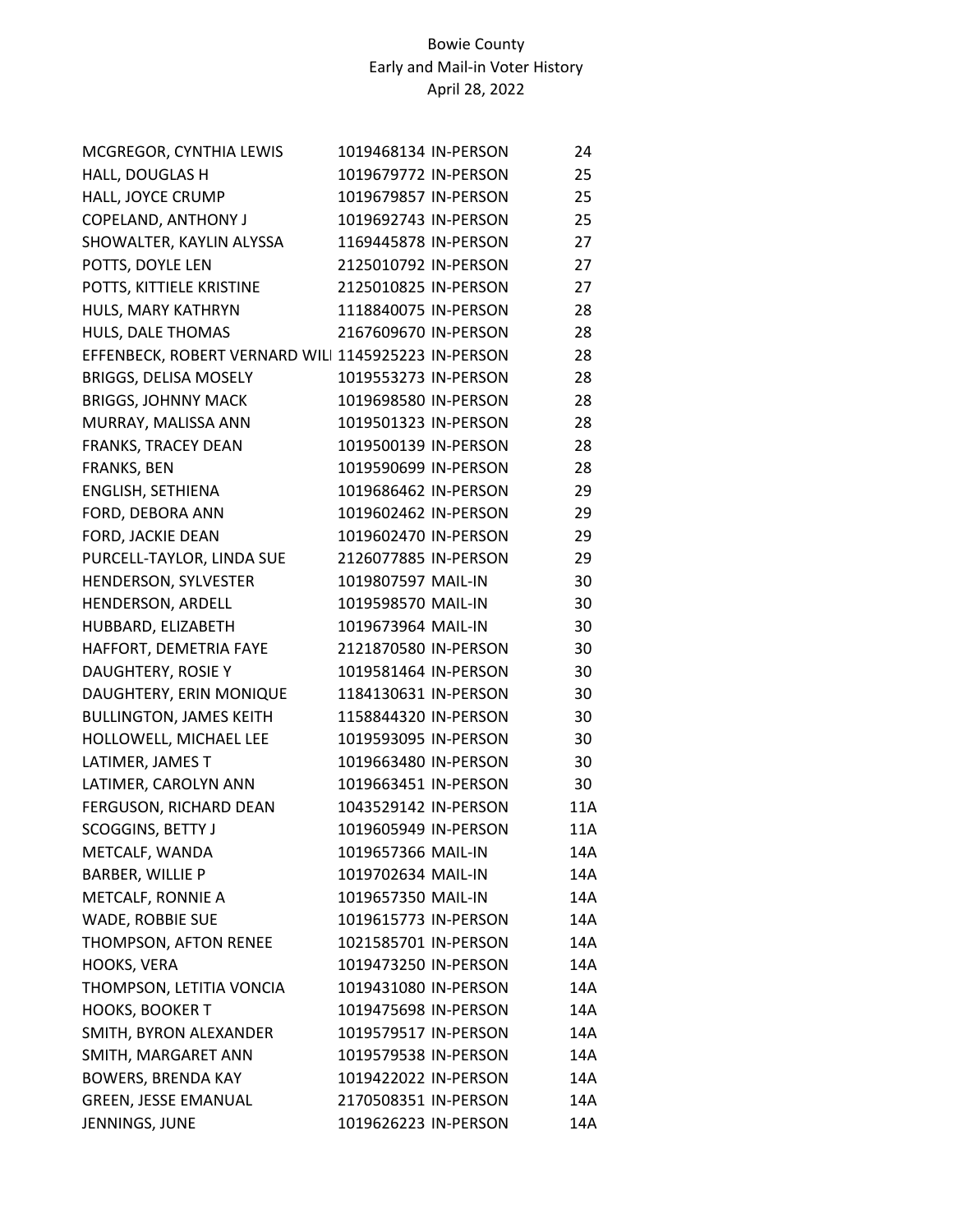Bowie County
Early and Mail-in Voter History
April 28, 2022

| | | | |
|---|---|---|---|
| MCGREGOR, CYNTHIA LEWIS | 1019468134 | IN-PERSON | 24 |
| HALL, DOUGLAS H | 1019679772 | IN-PERSON | 25 |
| HALL, JOYCE CRUMP | 1019679857 | IN-PERSON | 25 |
| COPELAND, ANTHONY J | 1019692743 | IN-PERSON | 25 |
| SHOWALTER, KAYLIN ALYSSA | 1169445878 | IN-PERSON | 27 |
| POTTS, DOYLE LEN | 2125010792 | IN-PERSON | 27 |
| POTTS, KITTIELE KRISTINE | 2125010825 | IN-PERSON | 27 |
| HULS, MARY KATHRYN | 1118840075 | IN-PERSON | 28 |
| HULS, DALE THOMAS | 2167609670 | IN-PERSON | 28 |
| EFFENBECK, ROBERT VERNARD WILI | 1145925223 | IN-PERSON | 28 |
| BRIGGS, DELISA MOSELY | 1019553273 | IN-PERSON | 28 |
| BRIGGS, JOHNNY MACK | 1019698580 | IN-PERSON | 28 |
| MURRAY, MALISSA ANN | 1019501323 | IN-PERSON | 28 |
| FRANKS, TRACEY DEAN | 1019500139 | IN-PERSON | 28 |
| FRANKS, BEN | 1019590699 | IN-PERSON | 28 |
| ENGLISH, SETHIENA | 1019686462 | IN-PERSON | 29 |
| FORD, DEBORA ANN | 1019602462 | IN-PERSON | 29 |
| FORD, JACKIE DEAN | 1019602470 | IN-PERSON | 29 |
| PURCELL-TAYLOR, LINDA SUE | 2126077885 | IN-PERSON | 29 |
| HENDERSON, SYLVESTER | 1019807597 | MAIL-IN | 30 |
| HENDERSON, ARDELL | 1019598570 | MAIL-IN | 30 |
| HUBBARD, ELIZABETH | 1019673964 | MAIL-IN | 30 |
| HAFFORT, DEMETRIA FAYE | 2121870580 | IN-PERSON | 30 |
| DAUGHTERY, ROSIE Y | 1019581464 | IN-PERSON | 30 |
| DAUGHTERY, ERIN MONIQUE | 1184130631 | IN-PERSON | 30 |
| BULLINGTON, JAMES KEITH | 1158844320 | IN-PERSON | 30 |
| HOLLOWELL, MICHAEL LEE | 1019593095 | IN-PERSON | 30 |
| LATIMER, JAMES T | 1019663480 | IN-PERSON | 30 |
| LATIMER, CAROLYN ANN | 1019663451 | IN-PERSON | 30 |
| FERGUSON, RICHARD DEAN | 1043529142 | IN-PERSON | 11A |
| SCOGGINS, BETTY J | 1019605949 | IN-PERSON | 11A |
| METCALF, WANDA | 1019657366 | MAIL-IN | 14A |
| BARBER, WILLIE P | 1019702634 | MAIL-IN | 14A |
| METCALF, RONNIE A | 1019657350 | MAIL-IN | 14A |
| WADE, ROBBIE SUE | 1019615773 | IN-PERSON | 14A |
| THOMPSON, AFTON RENEE | 1021585701 | IN-PERSON | 14A |
| HOOKS, VERA | 1019473250 | IN-PERSON | 14A |
| THOMPSON, LETITIA VONCIA | 1019431080 | IN-PERSON | 14A |
| HOOKS, BOOKER T | 1019475698 | IN-PERSON | 14A |
| SMITH, BYRON ALEXANDER | 1019579517 | IN-PERSON | 14A |
| SMITH, MARGARET ANN | 1019579538 | IN-PERSON | 14A |
| BOWERS, BRENDA KAY | 1019422022 | IN-PERSON | 14A |
| GREEN, JESSE EMANUAL | 2170508351 | IN-PERSON | 14A |
| JENNINGS, JUNE | 1019626223 | IN-PERSON | 14A |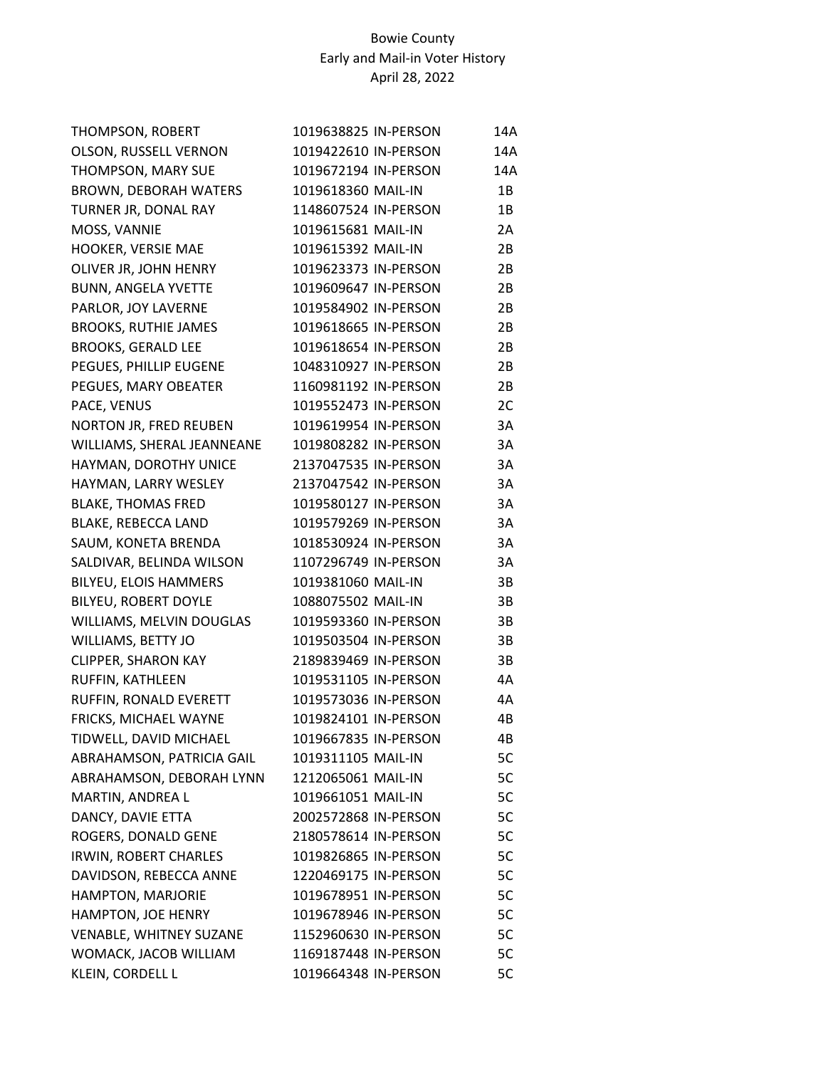Bowie County
Early and Mail-in Voter History
April 28, 2022

| | | | |
|---|---|---|---|
| THOMPSON, ROBERT | 1019638825 | IN-PERSON | 14A |
| OLSON, RUSSELL VERNON | 1019422610 | IN-PERSON | 14A |
| THOMPSON, MARY SUE | 1019672194 | IN-PERSON | 14A |
| BROWN, DEBORAH WATERS | 1019618360 | MAIL-IN | 1B |
| TURNER JR, DONAL RAY | 1148607524 | IN-PERSON | 1B |
| MOSS, VANNIE | 1019615681 | MAIL-IN | 2A |
| HOOKER, VERSIE MAE | 1019615392 | MAIL-IN | 2B |
| OLIVER JR, JOHN HENRY | 1019623373 | IN-PERSON | 2B |
| BUNN, ANGELA YVETTE | 1019609647 | IN-PERSON | 2B |
| PARLOR, JOY LAVERNE | 1019584902 | IN-PERSON | 2B |
| BROOKS, RUTHIE JAMES | 1019618665 | IN-PERSON | 2B |
| BROOKS, GERALD LEE | 1019618654 | IN-PERSON | 2B |
| PEGUES, PHILLIP EUGENE | 1048310927 | IN-PERSON | 2B |
| PEGUES, MARY OBEATER | 1160981192 | IN-PERSON | 2B |
| PACE, VENUS | 1019552473 | IN-PERSON | 2C |
| NORTON JR, FRED REUBEN | 1019619954 | IN-PERSON | 3A |
| WILLIAMS, SHERAL JEANNEANE | 1019808282 | IN-PERSON | 3A |
| HAYMAN, DOROTHY UNICE | 2137047535 | IN-PERSON | 3A |
| HAYMAN, LARRY WESLEY | 2137047542 | IN-PERSON | 3A |
| BLAKE, THOMAS FRED | 1019580127 | IN-PERSON | 3A |
| BLAKE, REBECCA LAND | 1019579269 | IN-PERSON | 3A |
| SAUM, KONETA BRENDA | 1018530924 | IN-PERSON | 3A |
| SALDIVAR, BELINDA WILSON | 1107296749 | IN-PERSON | 3A |
| BILYEU, ELOIS HAMMERS | 1019381060 | MAIL-IN | 3B |
| BILYEU, ROBERT DOYLE | 1088075502 | MAIL-IN | 3B |
| WILLIAMS, MELVIN DOUGLAS | 1019593360 | IN-PERSON | 3B |
| WILLIAMS, BETTY JO | 1019503504 | IN-PERSON | 3B |
| CLIPPER, SHARON KAY | 2189839469 | IN-PERSON | 3B |
| RUFFIN, KATHLEEN | 1019531105 | IN-PERSON | 4A |
| RUFFIN, RONALD EVERETT | 1019573036 | IN-PERSON | 4A |
| FRICKS, MICHAEL WAYNE | 1019824101 | IN-PERSON | 4B |
| TIDWELL, DAVID MICHAEL | 1019667835 | IN-PERSON | 4B |
| ABRAHAMSON, PATRICIA GAIL | 1019311105 | MAIL-IN | 5C |
| ABRAHAMSON, DEBORAH LYNN | 1212065061 | MAIL-IN | 5C |
| MARTIN, ANDREA L | 1019661051 | MAIL-IN | 5C |
| DANCY, DAVIE ETTA | 2002572868 | IN-PERSON | 5C |
| ROGERS, DONALD GENE | 2180578614 | IN-PERSON | 5C |
| IRWIN, ROBERT CHARLES | 1019826865 | IN-PERSON | 5C |
| DAVIDSON, REBECCA ANNE | 1220469175 | IN-PERSON | 5C |
| HAMPTON, MARJORIE | 1019678951 | IN-PERSON | 5C |
| HAMPTON, JOE HENRY | 1019678946 | IN-PERSON | 5C |
| VENABLE, WHITNEY SUZANE | 1152960630 | IN-PERSON | 5C |
| WOMACK, JACOB WILLIAM | 1169187448 | IN-PERSON | 5C |
| KLEIN, CORDELL L | 1019664348 | IN-PERSON | 5C |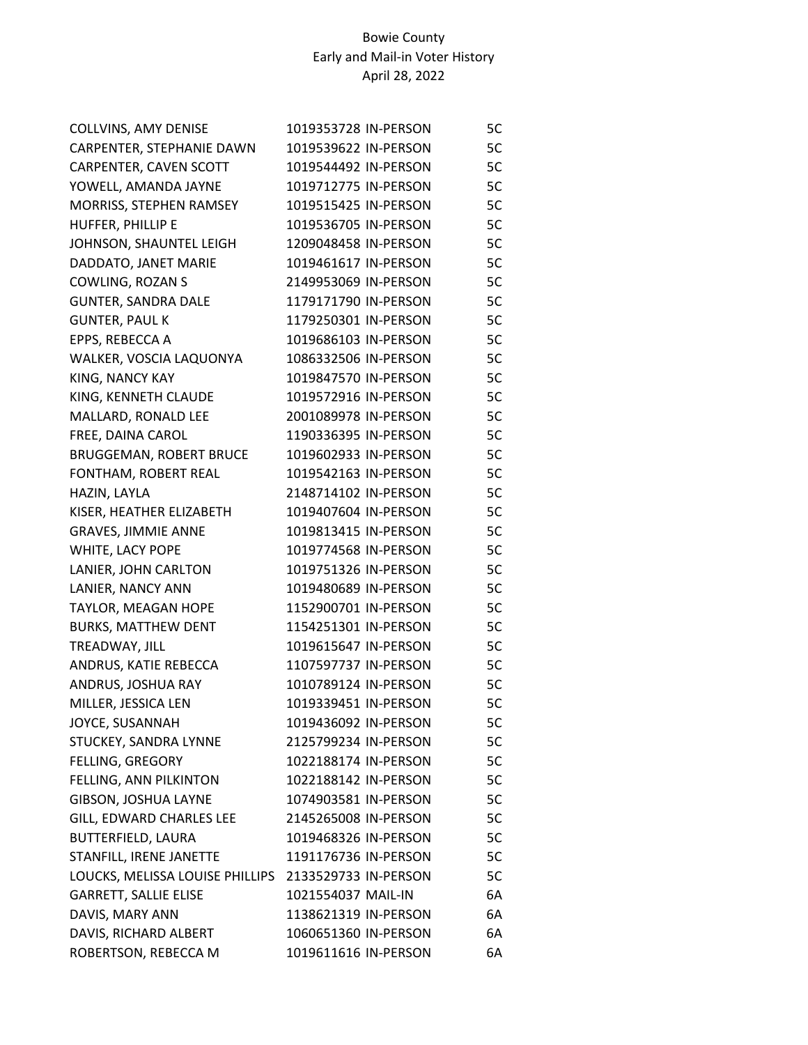Bowie County
Early and Mail-in Voter History
April 28, 2022

| | | | |
|---|---|---|---|
| COLLVINS, AMY DENISE | 1019353728 | IN-PERSON | 5C |
| CARPENTER, STEPHANIE DAWN | 1019539622 | IN-PERSON | 5C |
| CARPENTER, CAVEN SCOTT | 1019544492 | IN-PERSON | 5C |
| YOWELL, AMANDA JAYNE | 1019712775 | IN-PERSON | 5C |
| MORRISS, STEPHEN RAMSEY | 1019515425 | IN-PERSON | 5C |
| HUFFER, PHILLIP E | 1019536705 | IN-PERSON | 5C |
| JOHNSON, SHAUNTEL LEIGH | 1209048458 | IN-PERSON | 5C |
| DADDATO, JANET MARIE | 1019461617 | IN-PERSON | 5C |
| COWLING, ROZAN S | 2149953069 | IN-PERSON | 5C |
| GUNTER, SANDRA DALE | 1179171790 | IN-PERSON | 5C |
| GUNTER, PAUL K | 1179250301 | IN-PERSON | 5C |
| EPPS, REBECCA A | 1019686103 | IN-PERSON | 5C |
| WALKER, VOSCIA LAQUONYA | 1086332506 | IN-PERSON | 5C |
| KING, NANCY KAY | 1019847570 | IN-PERSON | 5C |
| KING, KENNETH CLAUDE | 1019572916 | IN-PERSON | 5C |
| MALLARD, RONALD LEE | 2001089978 | IN-PERSON | 5C |
| FREE, DAINA CAROL | 1190336395 | IN-PERSON | 5C |
| BRUGGEMAN, ROBERT BRUCE | 1019602933 | IN-PERSON | 5C |
| FONTHAM, ROBERT REAL | 1019542163 | IN-PERSON | 5C |
| HAZIN, LAYLA | 2148714102 | IN-PERSON | 5C |
| KISER, HEATHER ELIZABETH | 1019407604 | IN-PERSON | 5C |
| GRAVES, JIMMIE ANNE | 1019813415 | IN-PERSON | 5C |
| WHITE, LACY POPE | 1019774568 | IN-PERSON | 5C |
| LANIER, JOHN CARLTON | 1019751326 | IN-PERSON | 5C |
| LANIER, NANCY ANN | 1019480689 | IN-PERSON | 5C |
| TAYLOR, MEAGAN HOPE | 1152900701 | IN-PERSON | 5C |
| BURKS, MATTHEW DENT | 1154251301 | IN-PERSON | 5C |
| TREADWAY, JILL | 1019615647 | IN-PERSON | 5C |
| ANDRUS, KATIE REBECCA | 1107597737 | IN-PERSON | 5C |
| ANDRUS, JOSHUA RAY | 1010789124 | IN-PERSON | 5C |
| MILLER, JESSICA LEN | 1019339451 | IN-PERSON | 5C |
| JOYCE, SUSANNAH | 1019436092 | IN-PERSON | 5C |
| STUCKEY, SANDRA LYNNE | 2125799234 | IN-PERSON | 5C |
| FELLING, GREGORY | 1022188174 | IN-PERSON | 5C |
| FELLING, ANN PILKINTON | 1022188142 | IN-PERSON | 5C |
| GIBSON, JOSHUA LAYNE | 1074903581 | IN-PERSON | 5C |
| GILL, EDWARD CHARLES LEE | 2145265008 | IN-PERSON | 5C |
| BUTTERFIELD, LAURA | 1019468326 | IN-PERSON | 5C |
| STANFILL, IRENE JANETTE | 1191176736 | IN-PERSON | 5C |
| LOUCKS, MELISSA LOUISE PHILLIPS | 2133529733 | IN-PERSON | 5C |
| GARRETT, SALLIE ELISE | 1021554037 | MAIL-IN | 6A |
| DAVIS, MARY ANN | 1138621319 | IN-PERSON | 6A |
| DAVIS, RICHARD ALBERT | 1060651360 | IN-PERSON | 6A |
| ROBERTSON, REBECCA M | 1019611616 | IN-PERSON | 6A |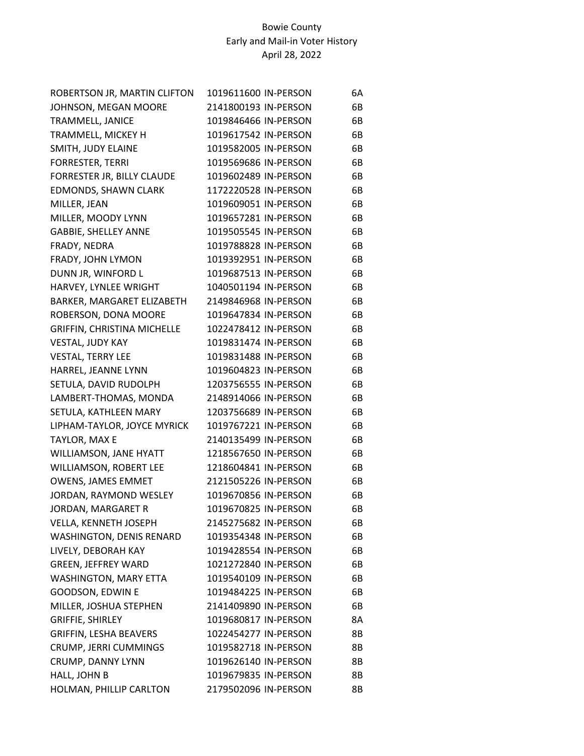Bowie County
Early and Mail-in Voter History
April 28, 2022

| | | | |
|---|---|---|---|
| ROBERTSON JR, MARTIN CLIFTON | 1019611600 | IN-PERSON | 6A |
| JOHNSON, MEGAN MOORE | 2141800193 | IN-PERSON | 6B |
| TRAMMELL, JANICE | 1019846466 | IN-PERSON | 6B |
| TRAMMELL, MICKEY H | 1019617542 | IN-PERSON | 6B |
| SMITH, JUDY ELAINE | 1019582005 | IN-PERSON | 6B |
| FORRESTER, TERRI | 1019569686 | IN-PERSON | 6B |
| FORRESTER JR, BILLY CLAUDE | 1019602489 | IN-PERSON | 6B |
| EDMONDS, SHAWN CLARK | 1172220528 | IN-PERSON | 6B |
| MILLER, JEAN | 1019609051 | IN-PERSON | 6B |
| MILLER, MOODY LYNN | 1019657281 | IN-PERSON | 6B |
| GABBIE, SHELLEY ANNE | 1019505545 | IN-PERSON | 6B |
| FRADY, NEDRA | 1019788828 | IN-PERSON | 6B |
| FRADY, JOHN LYMON | 1019392951 | IN-PERSON | 6B |
| DUNN JR, WINFORD L | 1019687513 | IN-PERSON | 6B |
| HARVEY, LYNLEE WRIGHT | 1040501194 | IN-PERSON | 6B |
| BARKER, MARGARET ELIZABETH | 2149846968 | IN-PERSON | 6B |
| ROBERSON, DONA MOORE | 1019647834 | IN-PERSON | 6B |
| GRIFFIN, CHRISTINA MICHELLE | 1022478412 | IN-PERSON | 6B |
| VESTAL, JUDY KAY | 1019831474 | IN-PERSON | 6B |
| VESTAL, TERRY LEE | 1019831488 | IN-PERSON | 6B |
| HARREL, JEANNE LYNN | 1019604823 | IN-PERSON | 6B |
| SETULA, DAVID RUDOLPH | 1203756555 | IN-PERSON | 6B |
| LAMBERT-THOMAS, MONDA | 2148914066 | IN-PERSON | 6B |
| SETULA, KATHLEEN MARY | 1203756689 | IN-PERSON | 6B |
| LIPHAM-TAYLOR, JOYCE MYRICK | 1019767221 | IN-PERSON | 6B |
| TAYLOR, MAX E | 2140135499 | IN-PERSON | 6B |
| WILLIAMSON, JANE HYATT | 1218567650 | IN-PERSON | 6B |
| WILLIAMSON, ROBERT LEE | 1218604841 | IN-PERSON | 6B |
| OWENS, JAMES EMMET | 2121505226 | IN-PERSON | 6B |
| JORDAN, RAYMOND WESLEY | 1019670856 | IN-PERSON | 6B |
| JORDAN, MARGARET R | 1019670825 | IN-PERSON | 6B |
| VELLA, KENNETH JOSEPH | 2145275682 | IN-PERSON | 6B |
| WASHINGTON, DENIS RENARD | 1019354348 | IN-PERSON | 6B |
| LIVELY, DEBORAH KAY | 1019428554 | IN-PERSON | 6B |
| GREEN, JEFFREY WARD | 1021272840 | IN-PERSON | 6B |
| WASHINGTON, MARY ETTA | 1019540109 | IN-PERSON | 6B |
| GOODSON, EDWIN E | 1019484225 | IN-PERSON | 6B |
| MILLER, JOSHUA STEPHEN | 2141409890 | IN-PERSON | 6B |
| GRIFFIE, SHIRLEY | 1019680817 | IN-PERSON | 8A |
| GRIFFIN, LESHA BEAVERS | 1022454277 | IN-PERSON | 8B |
| CRUMP, JERRI CUMMINGS | 1019582718 | IN-PERSON | 8B |
| CRUMP, DANNY LYNN | 1019626140 | IN-PERSON | 8B |
| HALL, JOHN B | 1019679835 | IN-PERSON | 8B |
| HOLMAN, PHILLIP CARLTON | 2179502096 | IN-PERSON | 8B |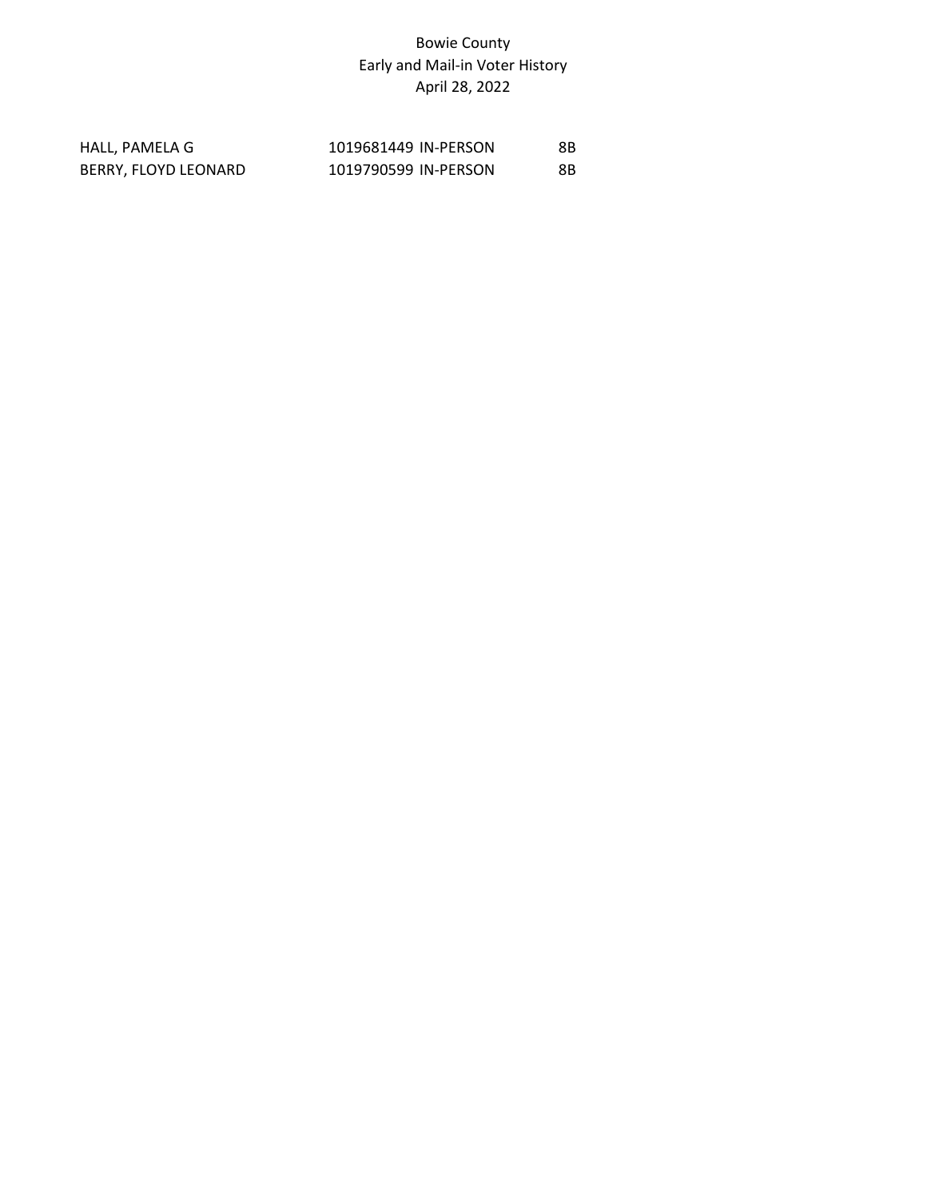Bowie County
Early and Mail-in Voter History
April 28, 2022

| | | | |
|---|---|---|---|
| HALL, PAMELA G | 1019681449 | IN-PERSON | 8B |
| BERRY, FLOYD LEONARD | 1019790599 | IN-PERSON | 8B |